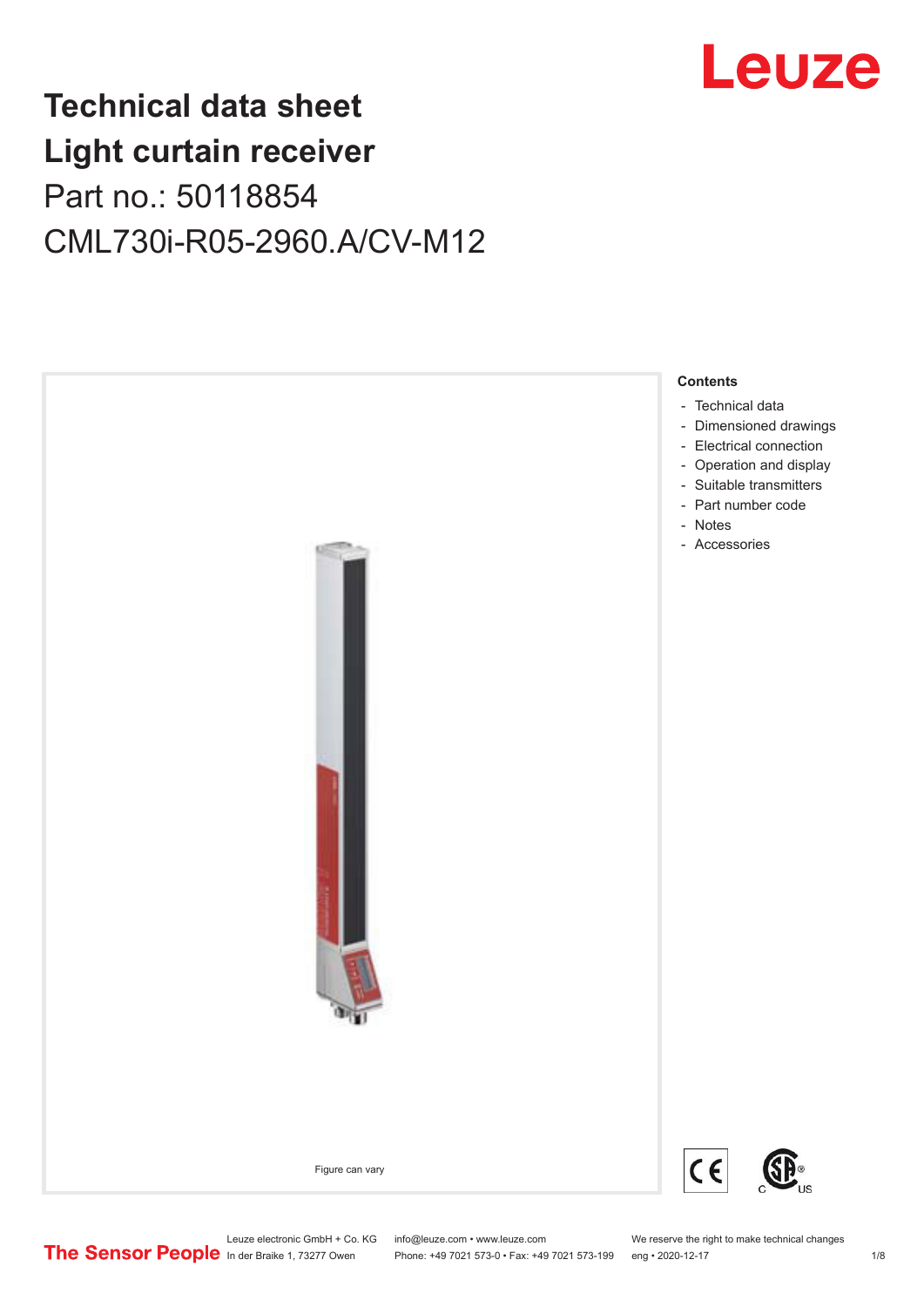# Technical data sheet
# Light curtain receiver

Part no.: 50118854

CML730i-R05-2960.A/CV-M12

Figure can vary

**Contents**

- Technical data
- Dimensioned drawings
- Electrical connection
- Operation and display
- Suitable transmitters
- Part number code
- Notes
- Accessories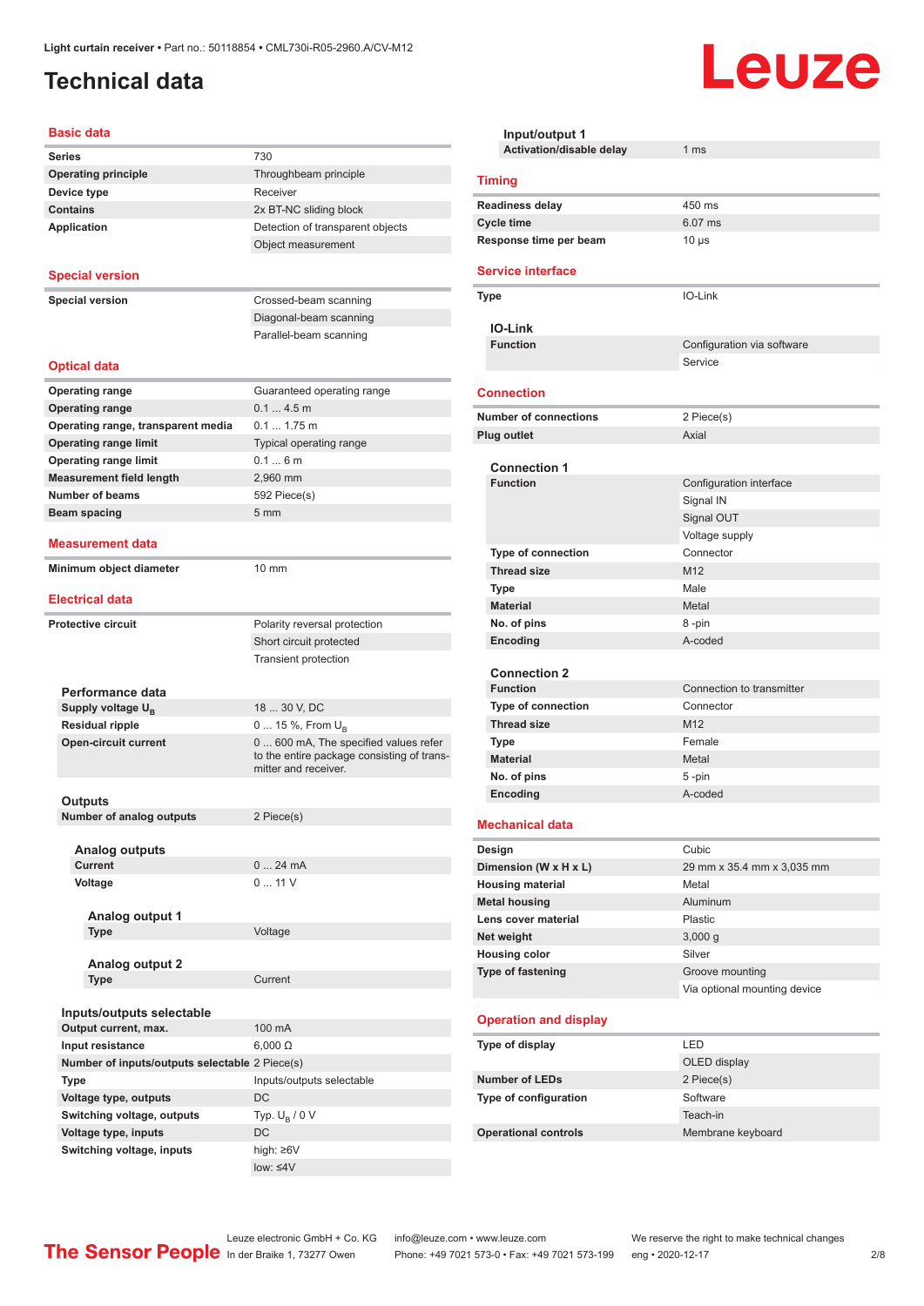Light curtain receiver • Part no.: 50118854 • CML730i-R05-2960.A/CV-M12

# Technical data

## Basic data

| | |
|---|---|
| **Series** | 730 |
| **Operating principle** | Throughbeam principle |
| **Device type** | Receiver |
| **Contains** | 2x BT-NC sliding block |
| **Application** | Detection of transparent objects |
| | Object measurement |

## Special version

| | |
|---|---|
| **Special version** | Crossed-beam scanning |
| | Diagonal-beam scanning |
| | Parallel-beam scanning |

## Optical data

| | |
|---|---|
| **Operating range** | Guaranteed operating range |
| **Operating range** | 0.1 ... 4.5 m |
| **Operating range, transparent media** | 0.1 ... 1.75 m |
| **Operating range limit** | Typical operating range |
| **Operating range limit** | 0.1 ... 6 m |
| **Measurement field length** | 2,960 mm |
| **Number of beams** | 592 Piece(s) |
| **Beam spacing** | 5 mm |

## Measurement data

| | |
|---|---|
| **Minimum object diameter** | 10 mm |

## Electrical data

| | |
|---|---|
| **Protective circuit** | Polarity reversal protection |
| | Short circuit protected |
| | Transient protection |

### Performance data

| | |
|---|---|
| **Supply voltage $U_B$** | 18 ... 30 V, DC |
| **Residual ripple** | 0 ... 15 %, From $U_B$ |
| **Open-circuit current** | 0 ... 600 mA, The specified values refer to the entire package consisting of transmitter and receiver. |

### Outputs

| | |
|---|---|
| **Number of analog outputs** | 2 Piece(s) |

#### Analog outputs

| | |
|---|---|
| **Current** | 0 ... 24 mA |
| **Voltage** | 0 ... 11 V |

##### Analog output 1

| | |
|---|---|
| **Type** | Voltage |

##### Analog output 2

| | |
|---|---|
| **Type** | Current |

### Inputs/outputs selectable

| | |
|---|---|
| **Output current, max.** | 100 mA |
| **Input resistance** | 6,000 Ω |
| **Number of inputs/outputs selectable** | 2 Piece(s) |
| **Type** | Inputs/outputs selectable |
| **Voltage type, outputs** | DC |
| **Switching voltage, outputs** | Typ. $U_B$ / 0 V |
| **Voltage type, inputs** | DC |
| **Switching voltage, inputs** | high: ≥6V |
| | low: ≤4V |

#### Input/output 1

| | |
|---|---|
| **Activation/disable delay** | 1 ms |

## Timing

| | |
|---|---|
| **Readiness delay** | 450 ms |
| **Cycle time** | 6.07 ms |
| **Response time per beam** | 10 µs |

## Service interface

| | |
|---|---|
| **Type** | IO-Link |

### IO-Link

| | |
|---|---|
| **Function** | Configuration via software |
| | Service |

## Connection

| | |
|---|---|
| **Number of connections** | 2 Piece(s) |
| **Plug outlet** | Axial |

### Connection 1

| | |
|---|---|
| **Function** | Configuration interface |
| | Signal IN |
| | Signal OUT |
| | Voltage supply |
| **Type of connection** | Connector |
| **Thread size** | M12 |
| **Type** | Male |
| **Material** | Metal |
| **No. of pins** | 8 -pin |
| **Encoding** | A-coded |

### Connection 2

| | |
|---|---|
| **Function** | Connection to transmitter |
| **Type of connection** | Connector |
| **Thread size** | M12 |
| **Type** | Female |
| **Material** | Metal |
| **No. of pins** | 5 -pin |
| **Encoding** | A-coded |

## Mechanical data

| | |
|---|---|
| **Design** | Cubic |
| **Dimension (W x H x L)** | 29 mm x 35.4 mm x 3,035 mm |
| **Housing material** | Metal |
| **Metal housing** | Aluminum |
| **Lens cover material** | Plastic |
| **Net weight** | 3,000 g |
| **Housing color** | Silver |
| **Type of fastening** | Groove mounting |
| | Via optional mounting device |

## Operation and display

| | |
|---|---|
| **Type of display** | LED |
| | OLED display |
| **Number of LEDs** | 2 Piece(s) |
| **Type of configuration** | Software |
| | Teach-in |
| **Operational controls** | Membrane keyboard |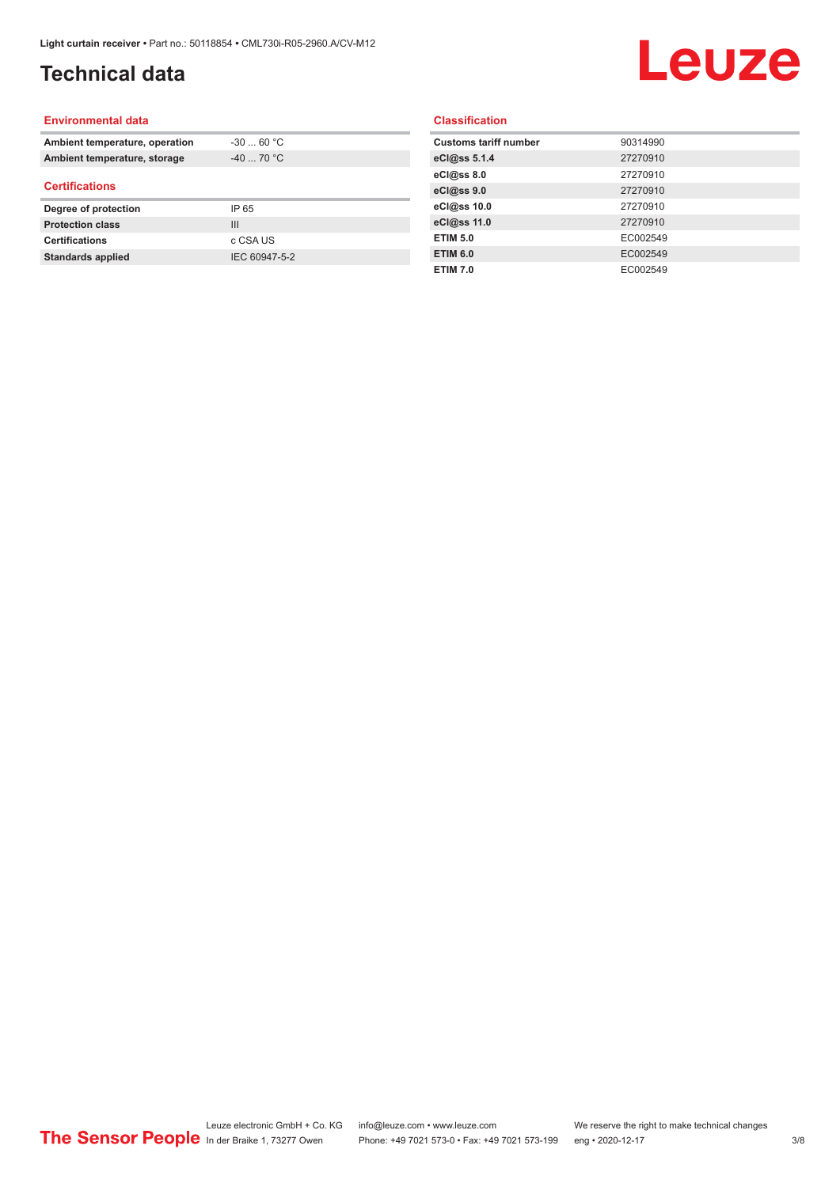# Technical data

## Environmental data

| | |
|---|---|
| **Ambient temperature, operation** | -30 ... 60 °C |
| **Ambient temperature, storage** | -40 ... 70 °C |

## Certifications

| | |
|---|---|
| **Degree of protection** | IP 65 |
| **Protection class** | III |
| **Certifications** | c CSA US |
| **Standards applied** | IEC 60947-5-2 |

## Classification

| | |
|---|---|
| **Customs tariff number** | 90314990 |
| **eCl@ss 5.1.4** | 27270910 |
| **eCl@ss 8.0** | 27270910 |
| **eCl@ss 9.0** | 27270910 |
| **eCl@ss 10.0** | 27270910 |
| **eCl@ss 11.0** | 27270910 |
| **ETIM 5.0** | EC002549 |
| **ETIM 6.0** | EC002549 |
| **ETIM 7.0** | EC002549 |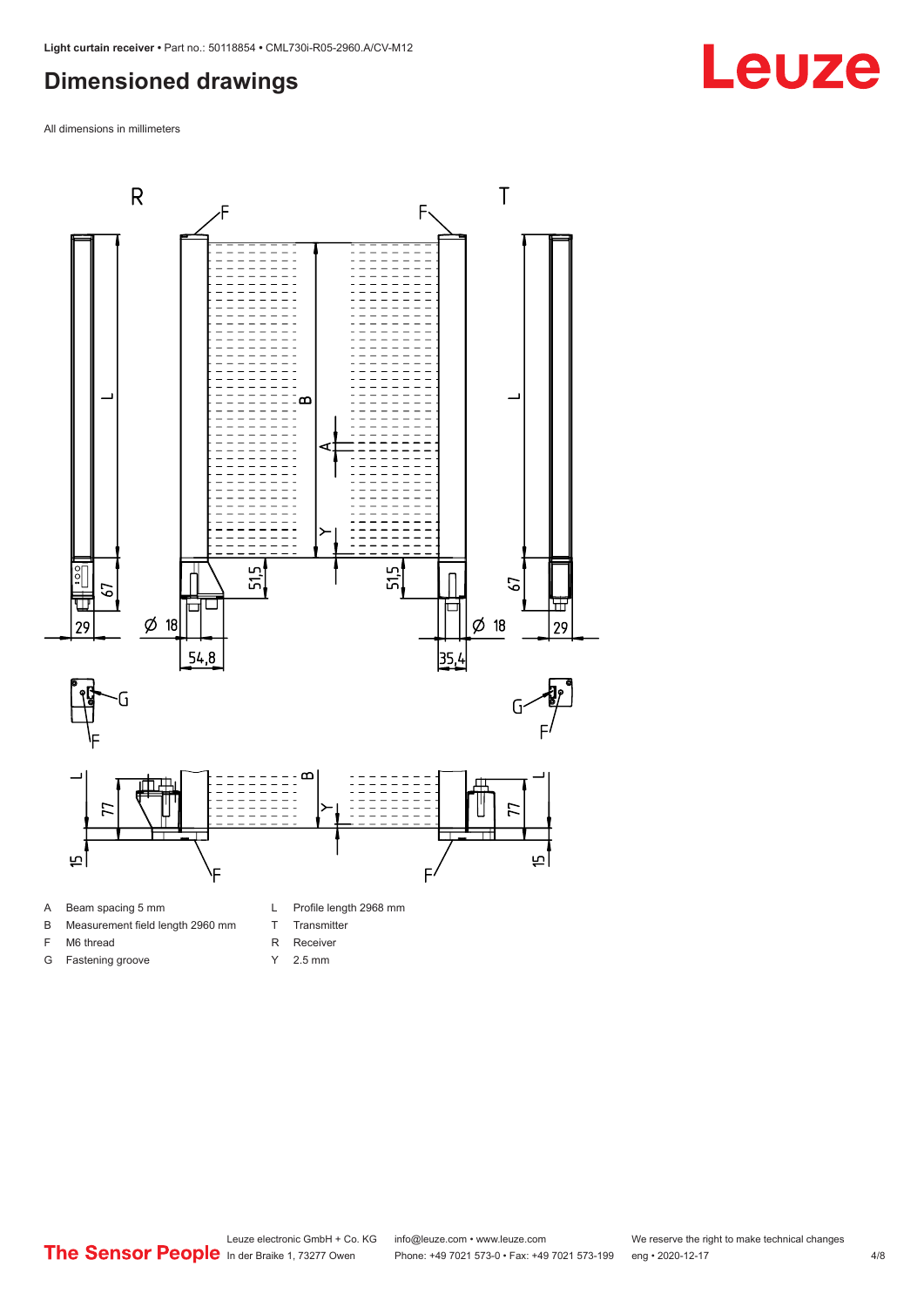## Dimensioned drawings

All dimensions in millimeters

| | | | |
|---|---|---|---|
| A | Beam spacing 5 mm | L | Profile length 2968 mm |
| B | Measurement field length 2960 mm | T | Transmitter |
| F | M6 thread | R | Receiver |
| G | Fastening groove | Y | 2.5 mm |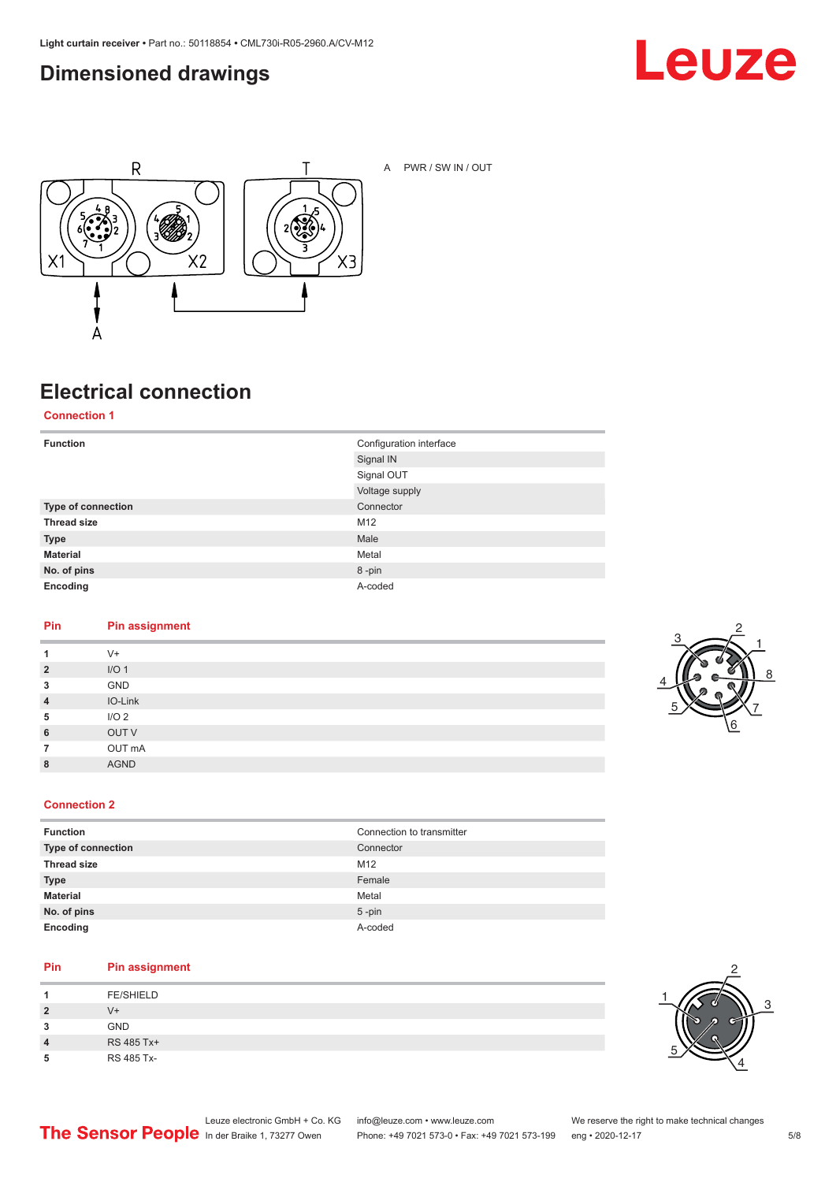# Dimensioned drawings

A PWR / SW IN / OUT

# Electrical connection

## Connection 1

| | |
|---|---|
| **Function** | Configuration interface |
| | Signal IN |
| | Signal OUT |
| | Voltage supply |
| **Type of connection** | Connector |
| **Thread size** | M12 |
| **Type** | Male |
| **Material** | Metal |
| **No. of pins** | 8 -pin |
| **Encoding** | A-coded |

| Pin | Pin assignment |
|---|---|
| **1** | V+ |
| **2** | I/O 1 |
| **3** | GND |
| **4** | IO-Link |
| **5** | I/O 2 |
| **6** | OUT V |
| **7** | OUT mA |
| **8** | AGND |

## Connection 2

| | |
|---|---|
| **Function** | Connection to transmitter |
| **Type of connection** | Connector |
| **Thread size** | M12 |
| **Type** | Female |
| **Material** | Metal |
| **No. of pins** | 5 -pin |
| **Encoding** | A-coded |

| Pin | Pin assignment |
|---|---|
| **1** | FE/SHIELD |
| **2** | V+ |
| **3** | GND |
| **4** | RS 485 Tx+ |
| **5** | RS 485 Tx- |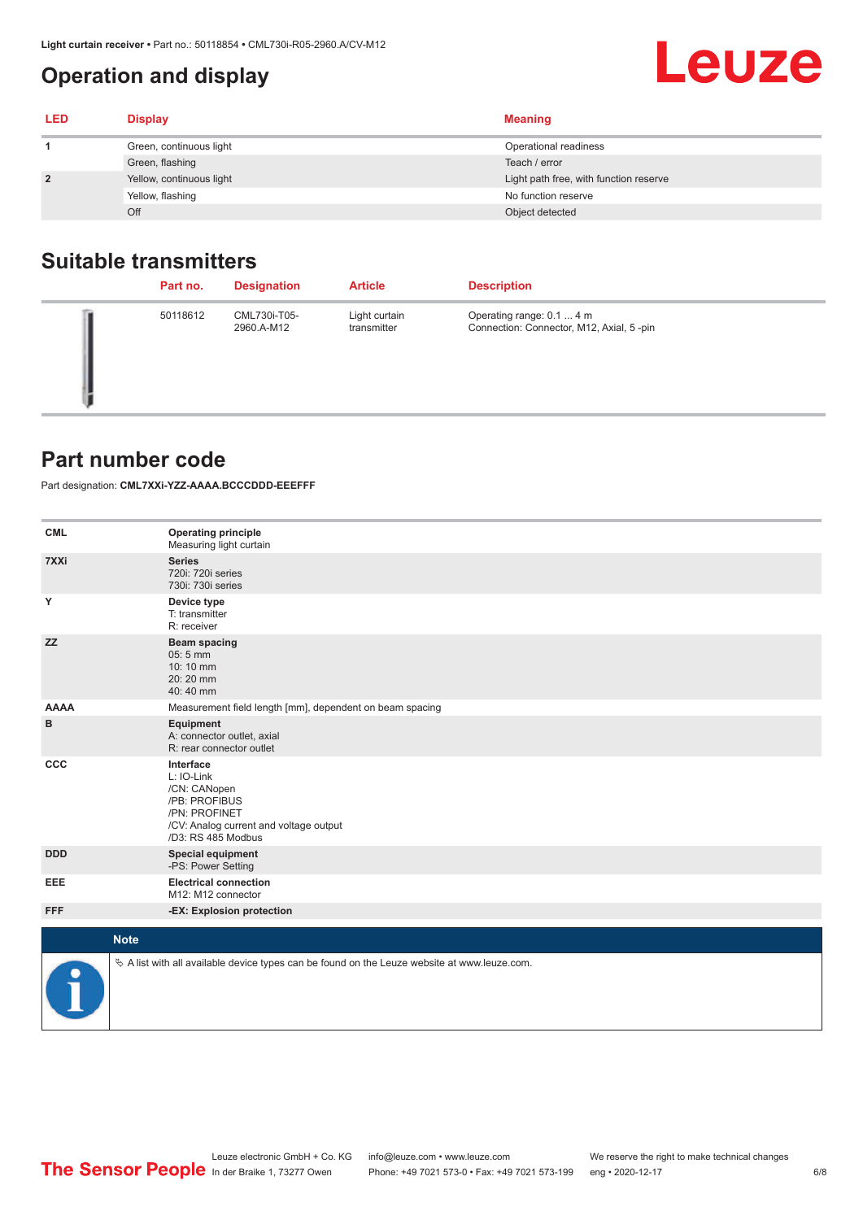# Operation and display

| LED | Display | Meaning |
|---|---|---|
| 1 | Green, continuous light | Operational readiness |
| | Green, flashing | Teach / error |
| 2 | Yellow, continuous light | Light path free, with function reserve |
| | Yellow, flashing | No function reserve |
| | Off | Object detected |

## Suitable transmitters

| Part no. | Designation | Article | Description |
|---|---|---|---|
| 50118612 | CML730i-T05-2960.A-M12 | Light curtain transmitter | Operating range: 0.1 ... 4 m<br>Connection: Connector, M12, Axial, 5 -pin |

## Part number code

Part designation: **CML7XXi-YZZ-AAAA.BCCCDDD-EEEFFF**

| | |
|---|---|
| **CML** | **Operating principle**<br>Measuring light curtain |
| **7XXi** | **Series**<br>720i: 720i series<br>730i: 730i series |
| **Y** | **Device type**<br>T: transmitter<br>R: receiver |
| **ZZ** | **Beam spacing**<br>05: 5 mm<br>10: 10 mm<br>20: 20 mm<br>40: 40 mm |
| **AAAA** | Measurement field length [mm], dependent on beam spacing |
| **B** | **Equipment**<br>A: connector outlet, axial<br>R: rear connector outlet |
| **CCC** | **Interface**<br>L: IO-Link<br>/CN: CANopen<br>/PB: PROFIBUS<br>/PN: PROFINET<br>/CV: Analog current and voltage output<br>/D3: RS 485 Modbus |
| **DDD** | **Special equipment**<br>-PS: Power Setting |
| **EEE** | **Electrical connection**<br>M12: M12 connector |
| **FFF** | **-EX: Explosion protection** |

**Note**

A list with all available device types can be found on the Leuze website at www.leuze.com.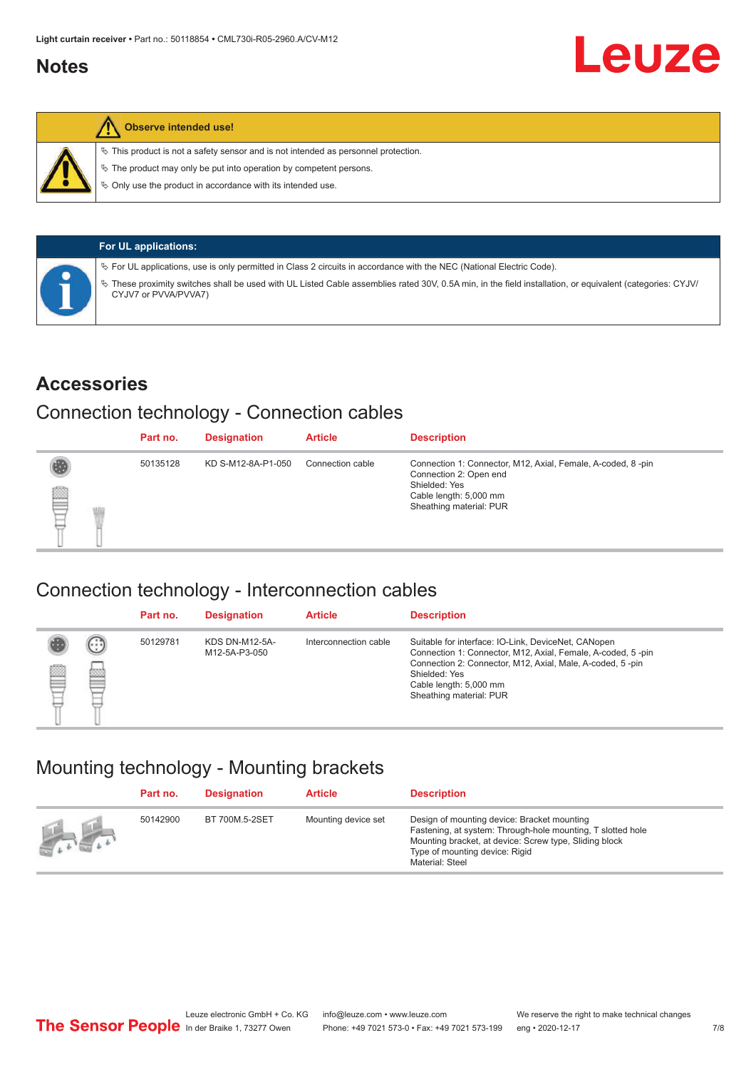# Notes

| Observe intended use! |
|---|
| ✎ This product is not a safety sensor and is not intended as personnel protection.<br>✎ The product may only be put into operation by competent persons.<br>✎ Only use the product in accordance with its intended use. |

| For UL applications: |
|---|
| ✎ For UL applications, use is only permitted in Class 2 circuits in accordance with the NEC (National Electric Code).<br>✎ These proximity switches shall be used with UL Listed Cable assemblies rated 30V, 0.5A min, in the field installation, or equivalent (categories: CYJV/CYJV7 or PVVA/PVVA7) |

# Accessories

## Connection technology - Connection cables

| Part no. | Designation | Article | Description |
|---|---|---|---|
| 50135128 | KD S-M12-8A-P1-050 | Connection cable | Connection 1: Connector, M12, Axial, Female, A-coded, 8 -pin<br>Connection 2: Open end<br>Shielded: Yes<br>Cable length: 5,000 mm<br>Sheathing material: PUR |

## Connection technology - Interconnection cables

| Part no. | Designation | Article | Description |
|---|---|---|---|
| 50129781 | KDS DN-M12-5A-M12-5A-P3-050 | Interconnection cable | Suitable for interface: IO-Link, DeviceNet, CANopen<br>Connection 1: Connector, M12, Axial, Female, A-coded, 5 -pin<br>Connection 2: Connector, M12, Axial, Male, A-coded, 5 -pin<br>Shielded: Yes<br>Cable length: 5,000 mm<br>Sheathing material: PUR |

## Mounting technology - Mounting brackets

| Part no. | Designation | Article | Description |
|---|---|---|---|
| 50142900 | BT 700M.5-2SET | Mounting device set | Design of mounting device: Bracket mounting<br>Fastening, at system: Through-hole mounting, T slotted hole<br>Mounting bracket, at device: Screw type, Sliding block<br>Type of mounting device: Rigid<br>Material: Steel |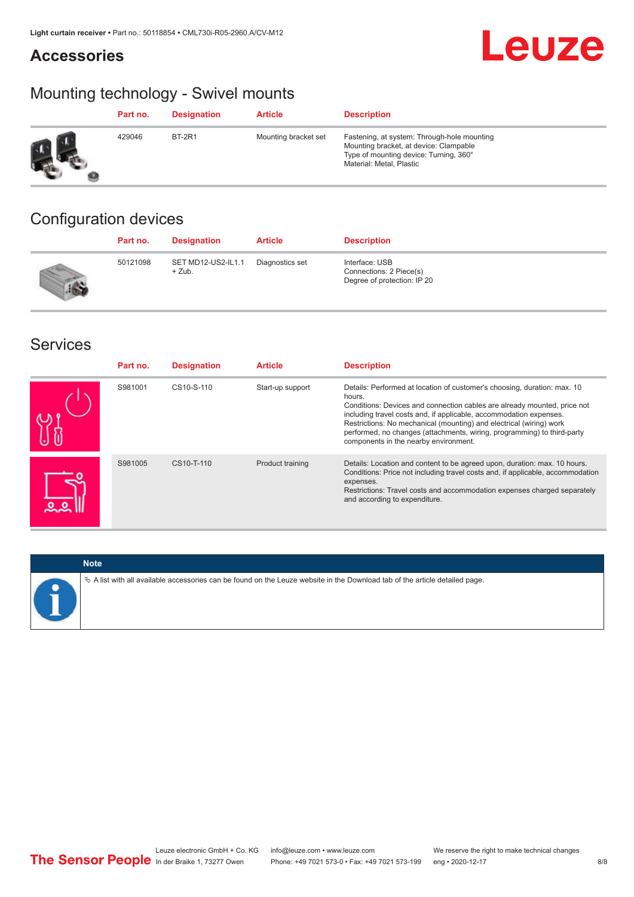# Accessories

## Mounting technology - Swivel mounts

| | Part no. | Designation | Article | Description |
|---|---|---|---|---|
| | 429046 | BT-2R1 | Mounting bracket set | Fastening, at system: Through-hole mounting<br>Mounting bracket, at device: Clampable<br>Type of mounting device: Turning, 360°<br>Material: Metal, Plastic |

## Configuration devices

| | Part no. | Designation | Article | Description |
|---|---|---|---|---|
| | 50121098 | SET MD12-US2-IL1.1 + Zub. | Diagnostics set | Interface: USB<br>Connections: 2 Piece(s)<br>Degree of protection: IP 20 |

## Services

| | Part no. | Designation | Article | Description |
|---|---|---|---|---|
| | S981001 | CS10-S-110 | Start-up support | Details: Performed at location of customer's choosing, duration: max. 10 hours.<br>Conditions: Devices and connection cables are already mounted, price not including travel costs and, if applicable, accommodation expenses.<br>Restrictions: No mechanical (mounting) and electrical (wiring) work performed, no changes (attachments, wiring, programming) to third-party components in the nearby environment. |
| | S981005 | CS10-T-110 | Product training | Details: Location and content to be agreed upon, duration: max. 10 hours.<br>Conditions: Price not including travel costs and, if applicable, accommodation expenses.<br>Restrictions: Travel costs and accommodation expenses charged separately and according to expenditure. |

**Note**

A list with all available accessories can be found on the Leuze website in the Download tab of the article detailed page.